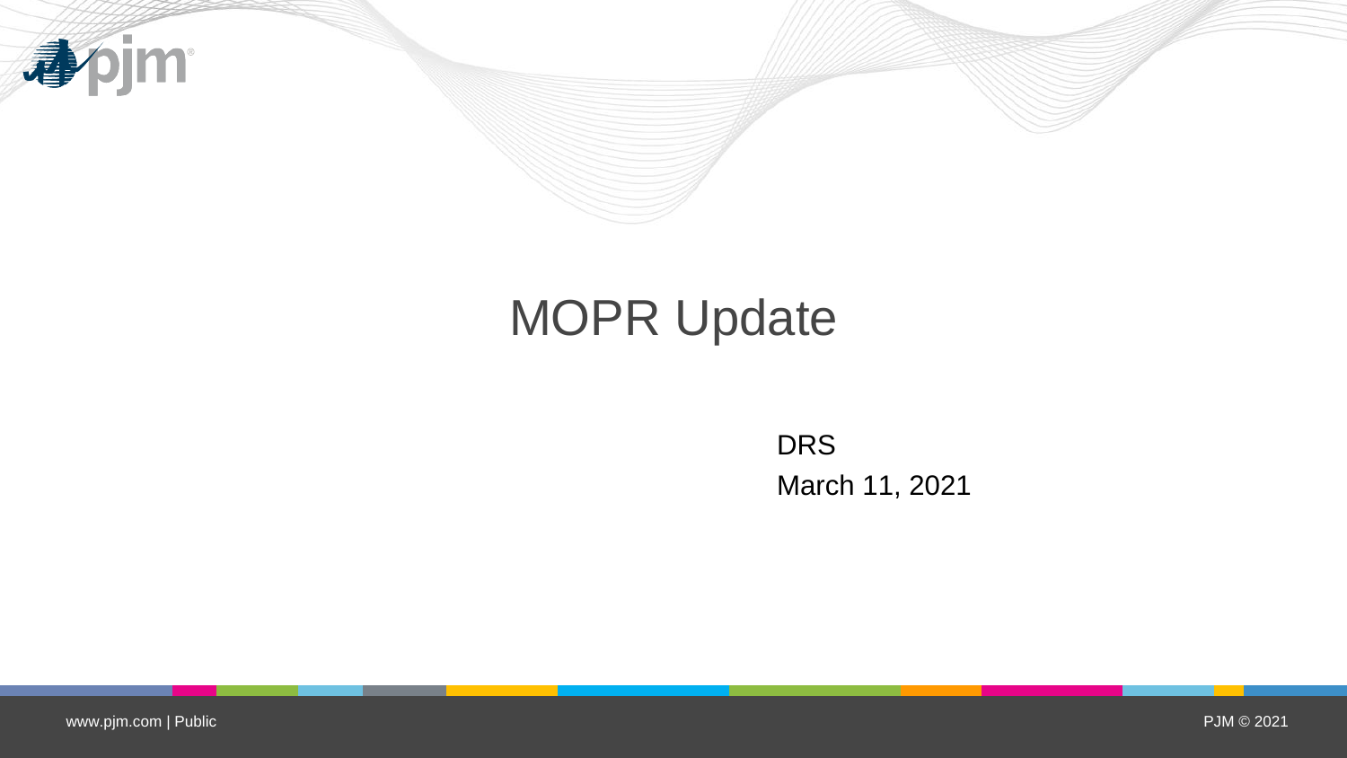# MOPR Update

DRS

March 11, 2021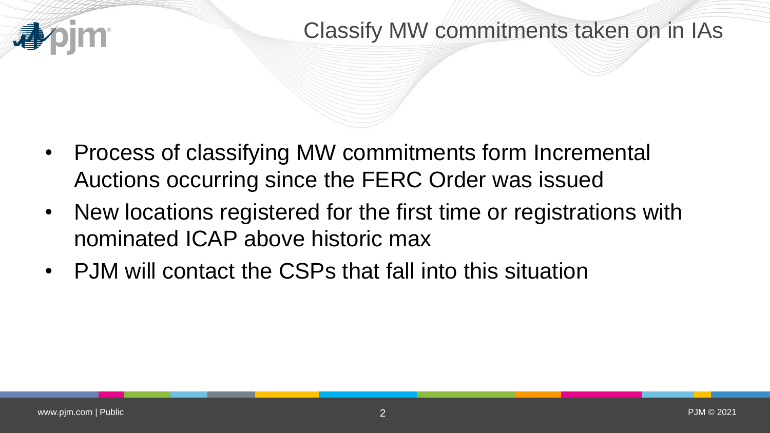# Classify MW commitments taken on in IAs

- Process of classifying MW commitments form Incremental Auctions occurring since the FERC Order was issued
- New locations registered for the first time or registrations with nominated ICAP above historic max
- PJM will contact the CSPs that fall into this situation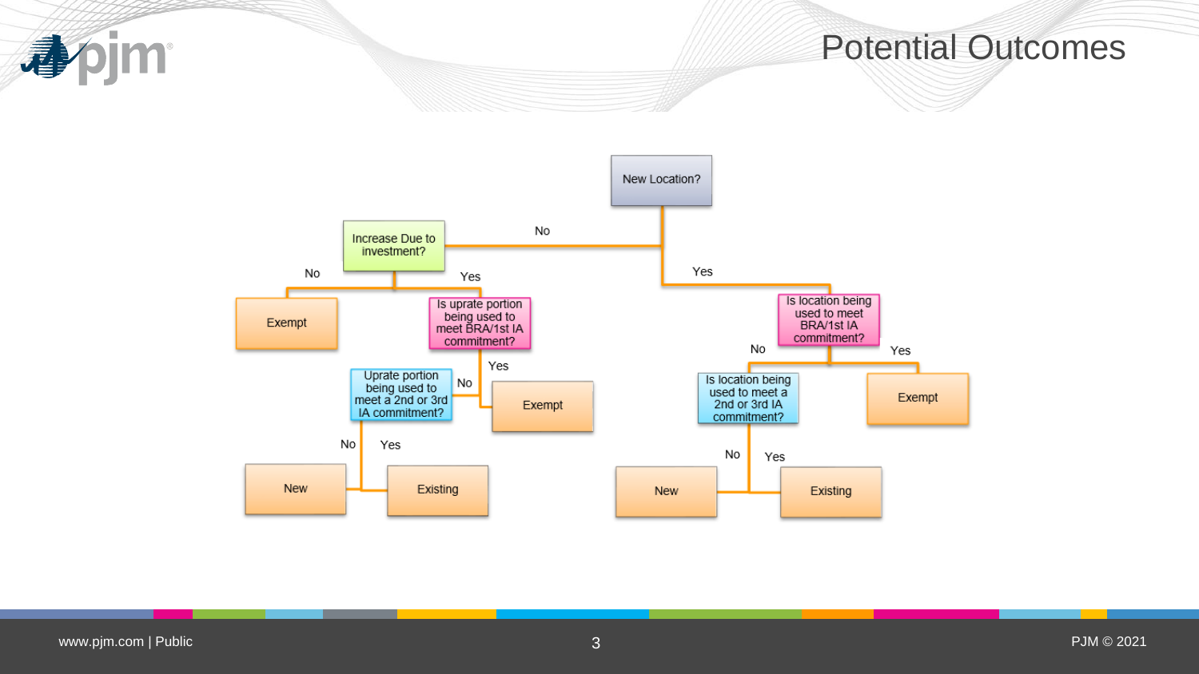# Potential Outcomes

- **New Location?**
  - **No** → **Increase Due to investment?**
    - **No** → Exempt
    - **Yes** → **Is uprate portion being used to meet BRA/1st IA commitment?**
      - **Yes** → Exempt
      - **No** → **Uprate portion being used to meet a 2nd or 3rd IA commitment?**
        - **No** → New
        - **Yes** → Existing
  - **Yes** → **Is location being used to meet BRA/1st IA commitment?**
    - **Yes** → Exempt
    - **No** → **Is location being used to meet a 2nd or 3rd IA commitment?**
      - **No** → New
      - **Yes** → Existing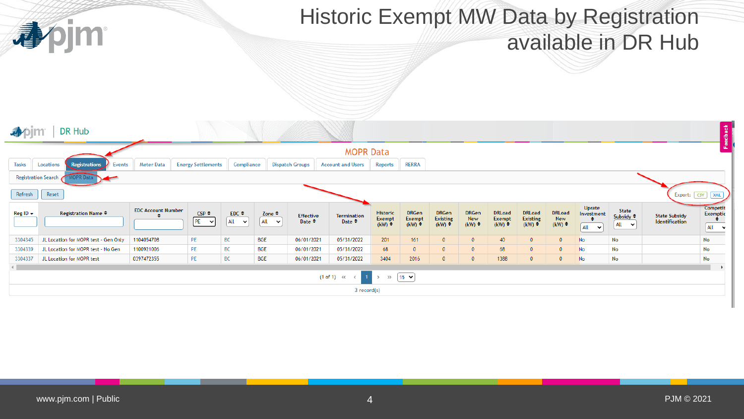# Historic Exempt MW Data by Registration available in DR Hub

DR Hub

MOPR Data

Tasks | Locations | Registrations | Events | Meter Data | Energy Settlements | Compliance | Dispatch Groups | Account and Users | Reports | RERRA

Registration Search | MOPR Data

Refresh | Reset

Export: CSV XML

| Reg ID | Registration Name | EDC Account Number | CSP | EDC | Zone | Effective Date | Termination Date | Historic Exempt (kW) | DRGen Exempt (kW) | DRGen Existing (kW) | DRGen New (kW) | DRLoad Exempt (kW) | DRLoad Existing (kW) | DRLoad New (kW) | Uprate Investment | State Subsidy | State Subsidy Identification | Competit Exemptic |
|---|---|---|---|---|---|---|---|---|---|---|---|---|---|---|---|---|---|---|
| 3304345 | JL Location for MOPR test - Gen Only | 1104054708 | PE | BC | BGE | 06/01/2021 | 05/31/2022 | 201 | 161 | 0 | 0 | 40 | 0 | 0 | No | No | | No |
| 3304339 | JL Location for MOPR test - No Gen | 1100921006 | PE | BC | BGE | 06/01/2021 | 05/31/2022 | 68 | 0 | 0 | 0 | 68 | 0 | 0 | No | No | | No |
| 3304337 | JL Location for MOPR test | 0397472355 | PE | BC | BGE | 06/01/2021 | 05/31/2022 | 3404 | 2016 | 0 | 0 | 1388 | 0 | 0 | No | No | | No |

(1 of 1) 1 15

3 record(s)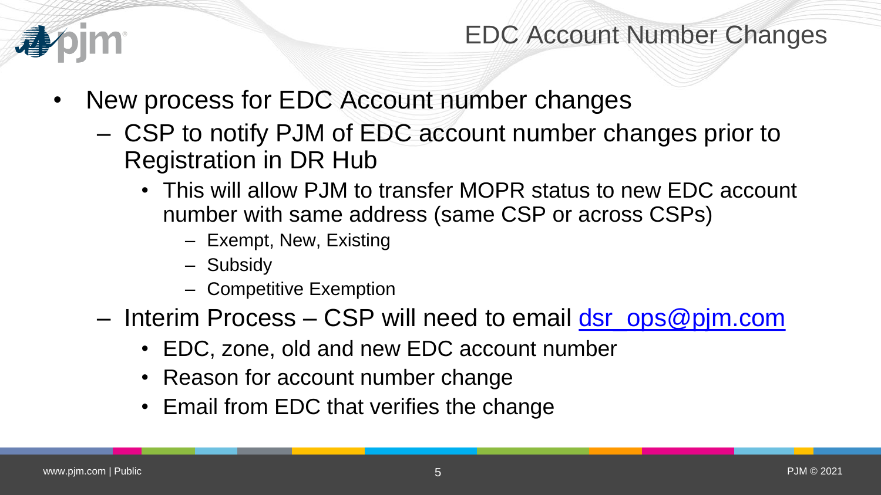# EDC Account Number Changes

- New process for EDC Account number changes
  - CSP to notify PJM of EDC account number changes prior to Registration in DR Hub
    - This will allow PJM to transfer MOPR status to new EDC account number with same address (same CSP or across CSPs)
      - Exempt, New, Existing
      - Subsidy
      - Competitive Exemption
  - Interim Process – CSP will need to email dsr_ops@pjm.com
    - EDC, zone, old and new EDC account number
    - Reason for account number change
    - Email from EDC that verifies the change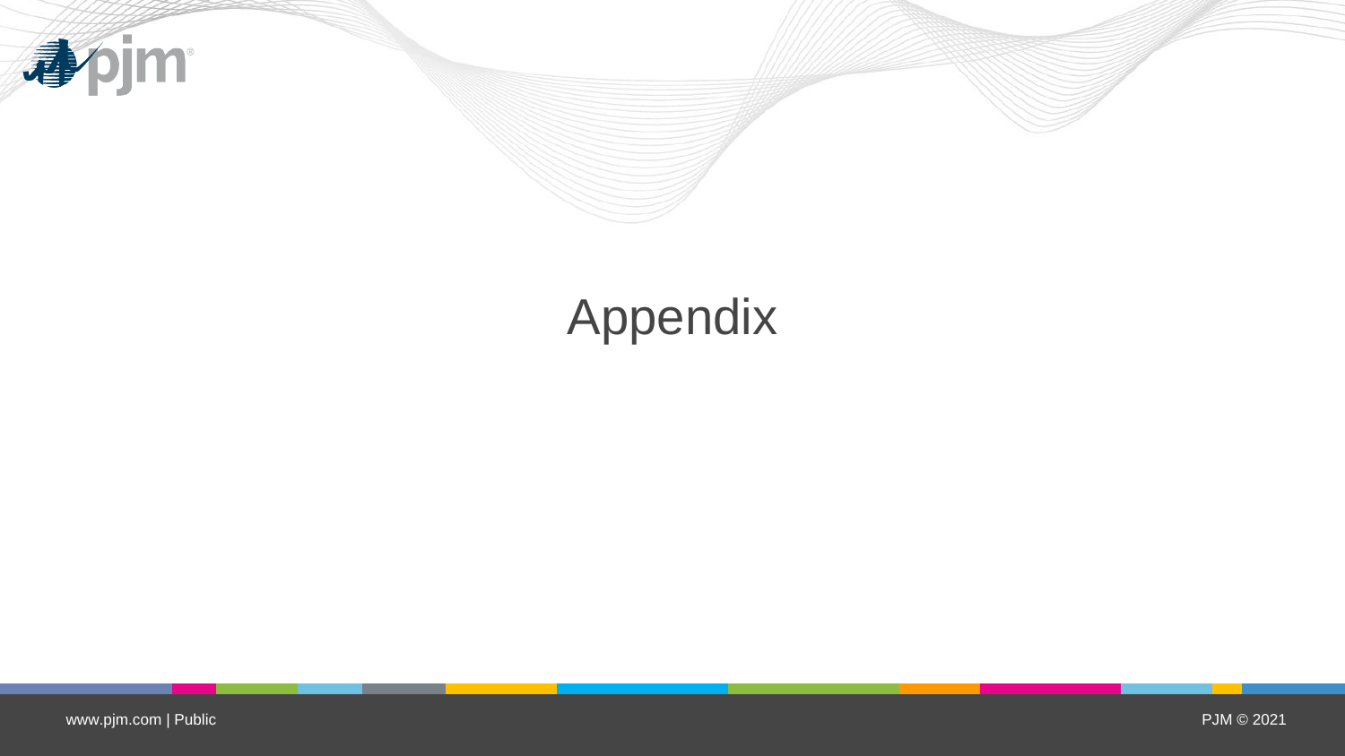# Appendix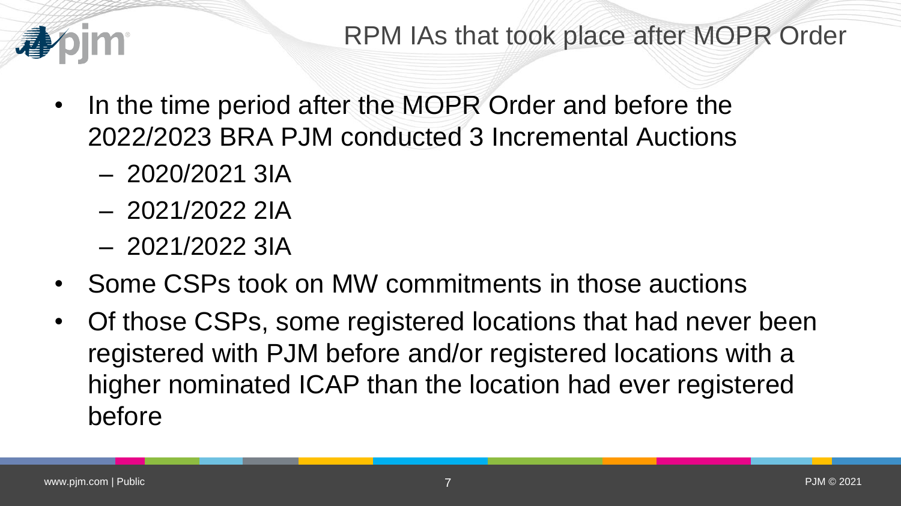# RPM IAs that took place after MOPR Order

- In the time period after the MOPR Order and before the 2022/2023 BRA PJM conducted 3 Incremental Auctions
  - 2020/2021 3IA
  - 2021/2022 2IA
  - 2021/2022 3IA
- Some CSPs took on MW commitments in those auctions
- Of those CSPs, some registered locations that had never been registered with PJM before and/or registered locations with a higher nominated ICAP than the location had ever registered before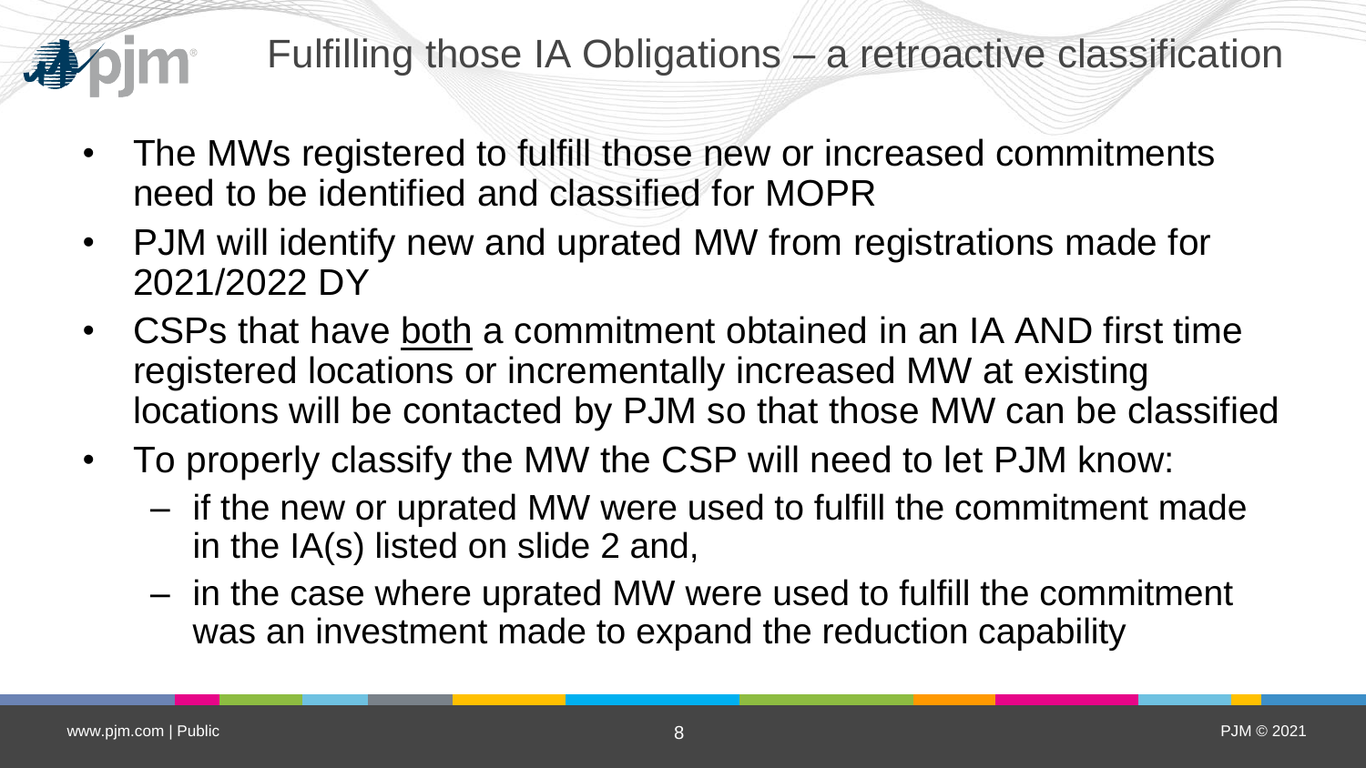# Fulfilling those IA Obligations – a retroactive classification

- The MWs registered to fulfill those new or increased commitments need to be identified and classified for MOPR
- PJM will identify new and uprated MW from registrations made for 2021/2022 DY
- CSPs that have both a commitment obtained in an IA AND first time registered locations or incrementally increased MW at existing locations will be contacted by PJM so that those MW can be classified
- To properly classify the MW the CSP will need to let PJM know:
  - if the new or uprated MW were used to fulfill the commitment made in the IA(s) listed on slide 2 and,
  - in the case where uprated MW were used to fulfill the commitment was an investment made to expand the reduction capability